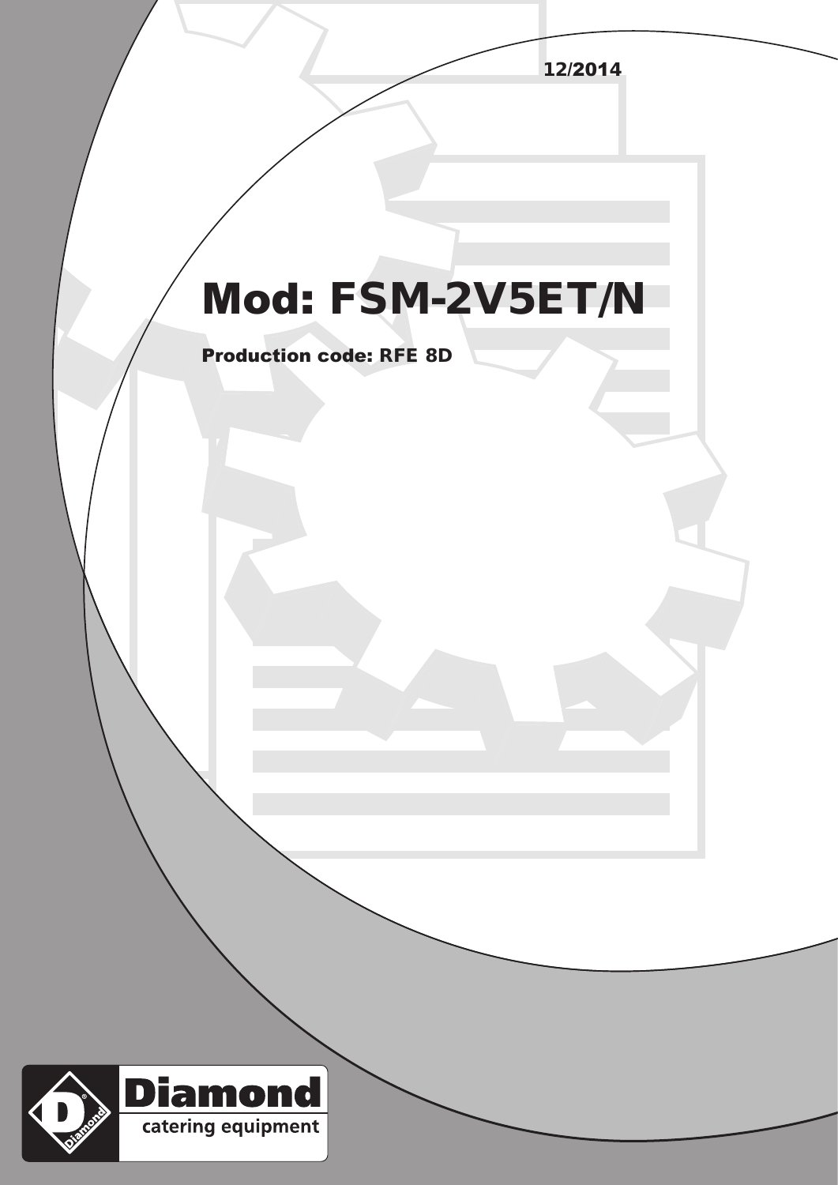12/2014

# Mod: FSM-2V5ET/N

**Production code: RFE 8D**

Diamond catering equipment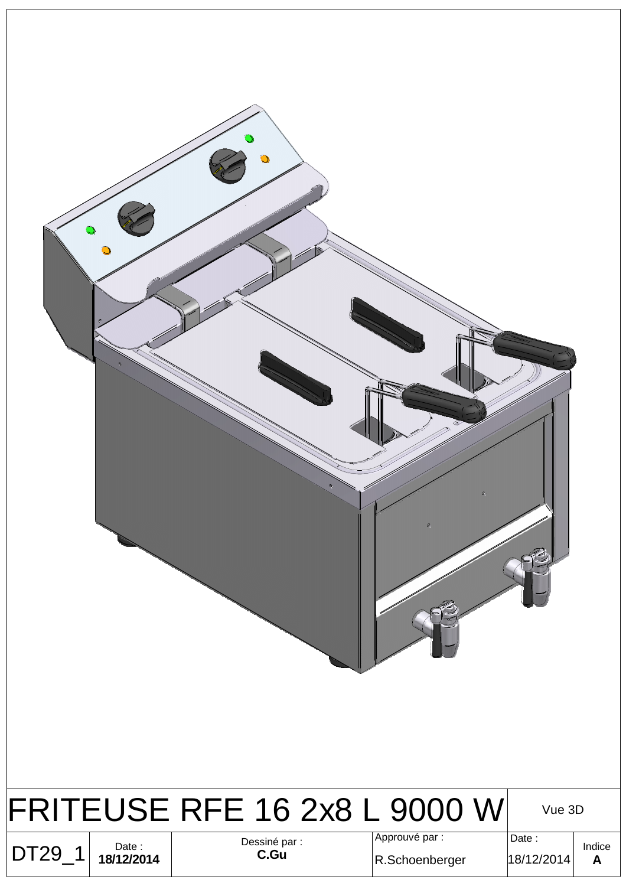# FRITEUSE RFE 16 2x8 L 9000 W

| DT29_1 | Date : 18/12/2014 | Dessiné par : C.Gu | Approuvé par : R.Schoenberger | Date : 18/12/2014 | Indice A |
|---|---|---|---|---|---|

Vue 3D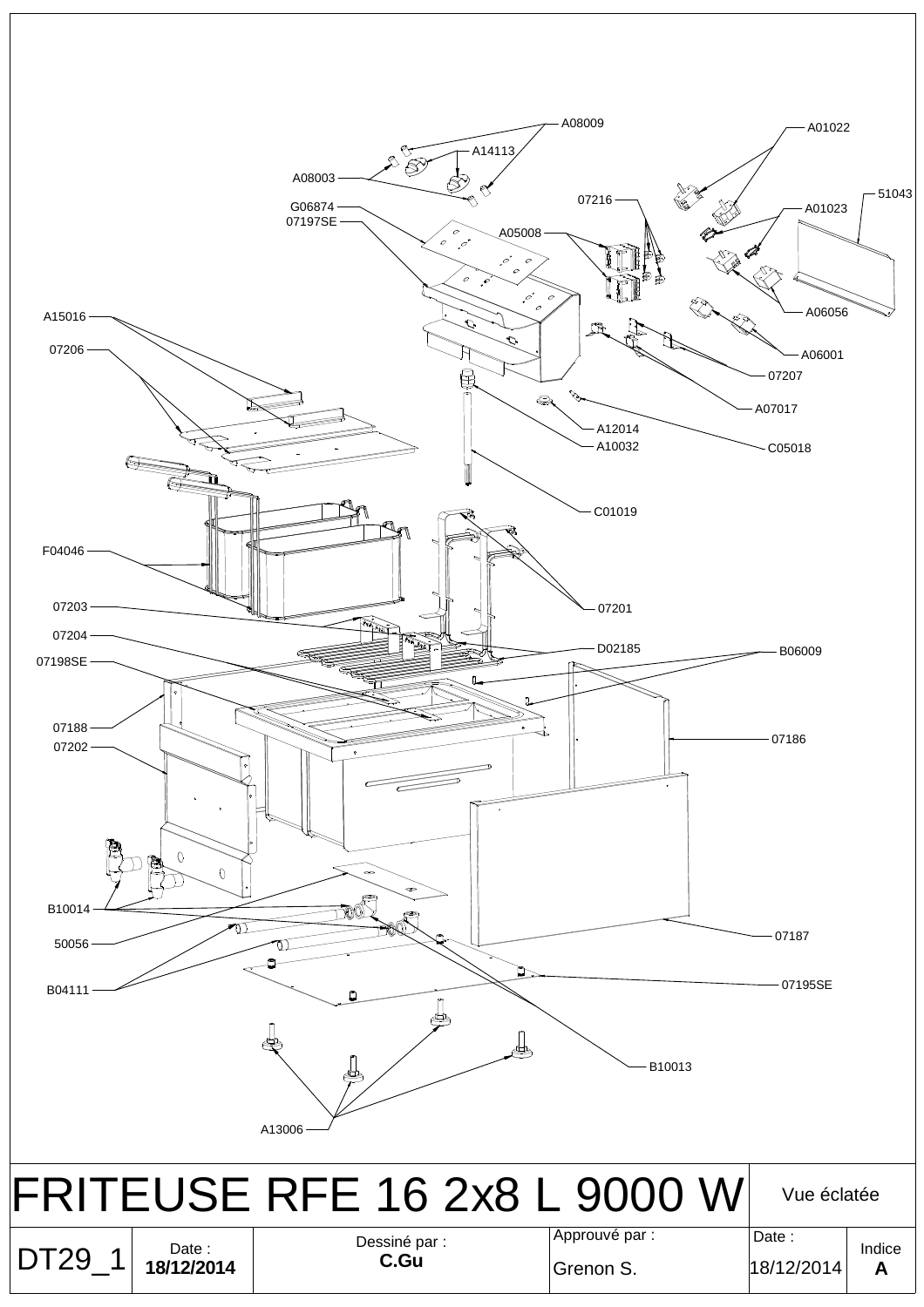A08009
A14113
A08003
G06874
07197SE
A05008
07216
A01022
51043
A01023
A06056
A06001
07207
A07017
C05018
A15016
07206
A12014
A10032
C01019
F04046
07201
07203
07204
D02185
B06009
07198SE
07188
07202
07186
B10014
50056
07187
B04111
07195SE
B10013
A13006

# FRITEUSE RFE 16 2x8 L 9000 W

Vue éclatée

| DT29_1 | Date : **18/12/2014** | Dessiné par : **C.Gu** | Approuvé par : Grenon S. | Date : 18/12/2014 | Indice **A** |
|---|---|---|---|---|---|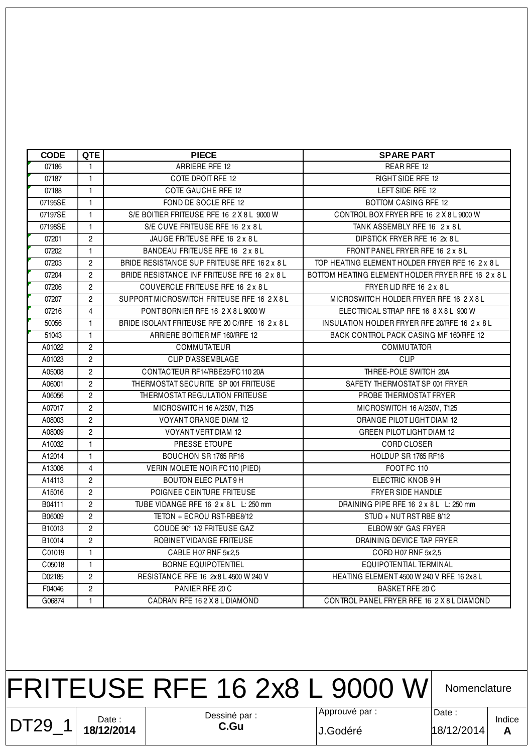| CODE | QTE | PIECE | SPARE PART |
|---|---|---|---|
| 07186 | 1 | ARRIERE RFE 12 | REAR RFE 12 |
| 07187 | 1 | COTE DROIT RFE 12 | RIGHT SIDE RFE 12 |
| 07188 | 1 | COTE GAUCHE RFE 12 | LEFT SIDE RFE 12 |
| 07195SE | 1 | FOND DE SOCLE RFE 12 | BOTTOM CASING RFE 12 |
| 07197SE | 1 | S/E BOITIER FRITEUSE RFE 16 2 X 8 L 9000 W | CONTROL BOX FRYER RFE 16 2 X 8 L 9000 W |
| 07198SE | 1 | S/E CUVE FRITEUSE RFE 16 2 x 8 L | TANK ASSEMBLY RFE 16 2 x 8 L |
| 07201 | 2 | JAUGE FRITEUSE RFE 16 2 x 8 L | DIPSTICK FRYER RFE 16 2x 8 L |
| 07202 | 1 | BANDEAU FRITEUSE RFE 16 2 x 8 L | FRONT PANEL FRYER RFE 16 2 x 8 L |
| 07203 | 2 | BRIDE RESISTANCE SUP FRITEUSE RFE 16 2 x 8 L | TOP HEATING ELEMENT HOLDER FRYER RFE 16 2 x 8 L |
| 07204 | 2 | BRIDE RESISTANCE INF FRITEUSE RFE 16 2 x 8 L | BOTTOM HEATING ELEMENT HOLDER FRYER RFE 16 2 x 8 L |
| 07206 | 2 | COUVERCLE FRITEUSE RFE 16 2 x 8 L | FRYER LID RFE 16 2 x 8 L |
| 07207 | 2 | SUPPORT MICROSWITCH FRITEUSE RFE 16 2 X 8 L | MICROSWITCH HOLDER FRYER RFE 16 2 X 8 L |
| 07216 | 4 | PONT BORNIER RFE 16 2 X 8 L 9000 W | ELECTRICAL STRAP RFE 16 8 X 8 L 900 W |
| 50056 | 1 | BRIDE ISOLANT FRITEUSE RFE 20 C/RFE 16 2 x 8 L | INSULATION HOLDER FRYER RFE 20/RFE 16 2 x 8 L |
| 51043 | 1 | ARRIERE BOITIER MF 160/RFE 12 | BACK CONTROL PACK CASING MF 160/RFE 12 |
| A01022 | 2 | COMMUTATEUR | COMMUTATOR |
| A01023 | 2 | CLIP D'ASSEMBLAGE | CLIP |
| A05008 | 2 | CONTACTEUR RF14/RBE25/FC110 20A | THREE-POLE SWITCH 20A |
| A06001 | 2 | THERMOSTAT SECURITE SP 001 FRITEUSE | SAFETY THERMOSTAT SP 001 FRYER |
| A06056 | 2 | THERMOSTAT REGULATION FRITEUSE | PROBE THERMOSTAT FRYER |
| A07017 | 2 | MICROSWITCH 16 A/250V, T125 | MICROSWITCH 16 A/250V, T125 |
| A08003 | 2 | VOYANT ORANGE DIAM 12 | ORANGE PILOT LIGHT DIAM 12 |
| A08009 | 2 | VOYANT VERT DIAM 12 | GREEN PILOT LIGHT DIAM 12 |
| A10032 | 1 | PRESSE ETOUPE | CORD CLOSER |
| A12014 | 1 | BOUCHON SR 1765 RF16 | HOLDUP SR 1765 RF16 |
| A13006 | 4 | VERIN MOLETE NOIR FC110 (PIED) | FOOT FC 110 |
| A14113 | 2 | BOUTON ELEC PLAT 9 H | ELECTRIC KNOB 9 H |
| A15016 | 2 | POIGNEE CEINTURE FRITEUSE | FRYER SIDE HANDLE |
| B04111 | 2 | TUBE VIDANGE RFE 16 2 x 8 L L: 250 mm | DRAINING PIPE RFE 16 2 x 8 L L: 250 mm |
| B06009 | 2 | TETON + ECROU RST-RBE8/12 | STUD + NUT RST RBE 8/12 |
| B10013 | 2 | COUDE 90° 1/2 FRITEUSE GAZ | ELBOW 90° GAS FRYER |
| B10014 | 2 | ROBINET VIDANGE FRITEUSE | DRAINING DEVICE TAP FRYER |
| C01019 | 1 | CABLE H07 RNF 5x2,5 | CORD H07 RNF 5x2,5 |
| C05018 | 1 | BORNE EQUIPOTENTIEL | EQUIPOTENTIAL TERMINAL |
| D02185 | 2 | RESISTANCE RFE 16 2x8 L 4500 W 240 V | HEATING ELEMENT 4500 W 240 V RFE 16 2x8 L |
| F04046 | 2 | PANIER RFE 20 C | BASKET RFE 20 C |
| G06874 | 1 | CADRAN RFE 16 2 X 8 L DIAMOND | CONTROL PANEL FRYER RFE 16 2 X 8 L DIAMOND |

# FRITEUSE RFE 16 2x8 L 9000 W

| FRITEUSE RFE 16 2x8 L 9000 W | | | | Nomenclature | |
|---|---|---|---|---|---|
| DT29_1 | Date : **18/12/2014** | Dessiné par : **C.Gu** | Approuvé par : J.Godéré | Date : 18/12/2014 | Indice **A** |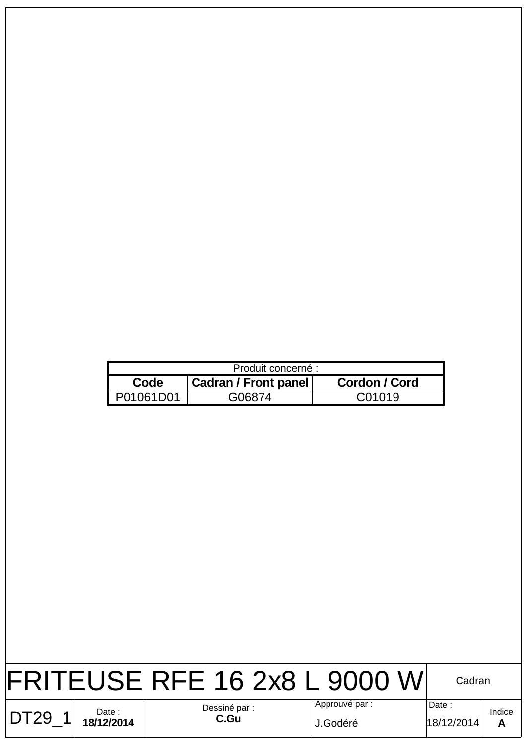| Produit concerné : | | |
|---|---|---|
| **Code** | **Cadran / Front panel** | **Cordon / Cord** |
| P01061D01 | G06874 | C01019 |

| FRITEUSE RFE 16 2x8 L 9000 W | | | | | Cadran | |
|---|---|---|---|---|---|---|
| DT29_1 | Date : **18/12/2014** | Dessiné par : **C.Gu** | Approuvé par : J.Godéré | | Date : 18/12/2014 | Indice **A** |